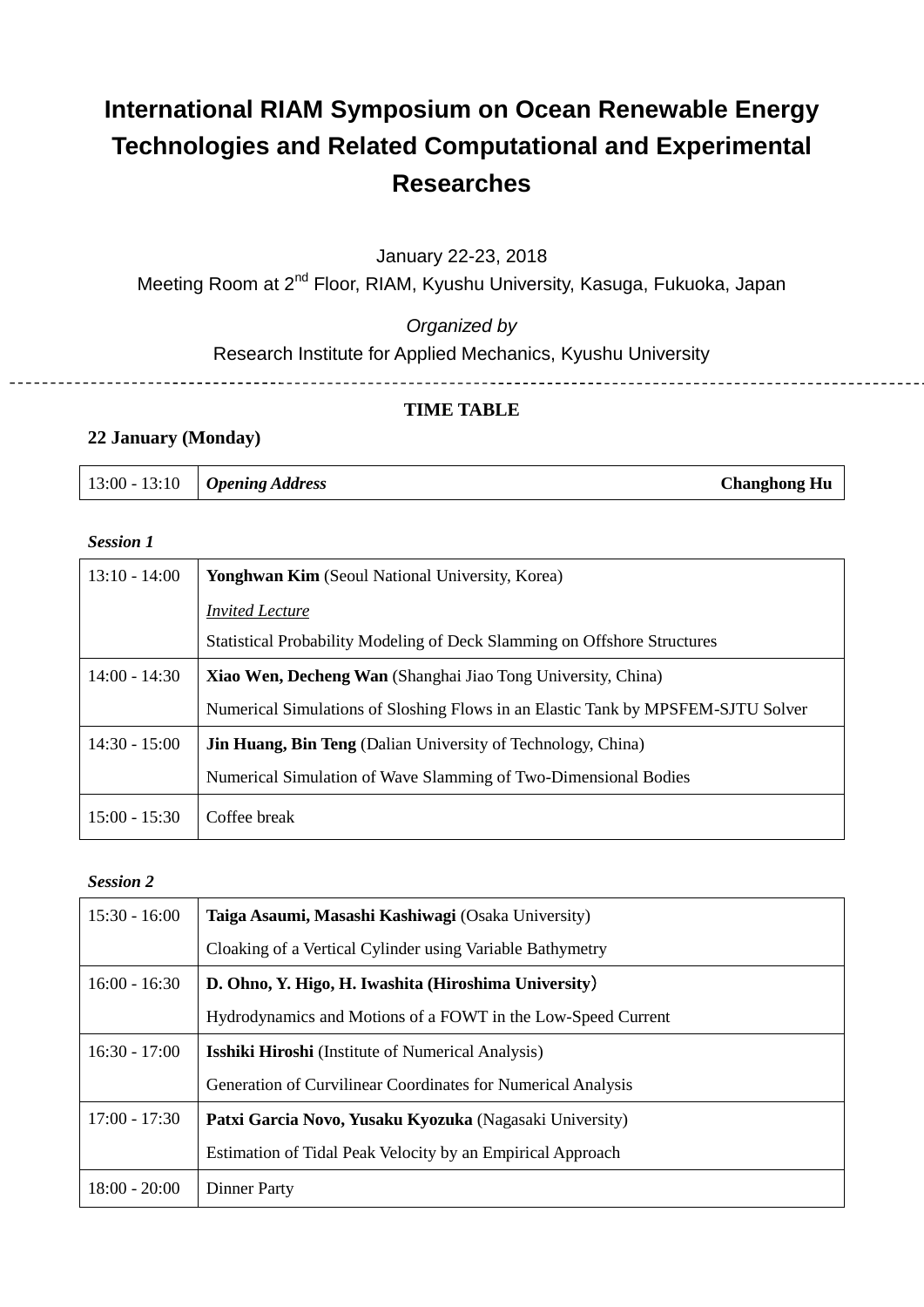# International RIAM Symposium on Ocean Renewable Energy Technologies and Related Computational and Experimental Researches

January 22-23, 2018

Meeting Room at 2nd Floor, RIAM, Kyushu University, Kasuga, Fukuoka, Japan

*Organized by*

Research Institute for Applied Mechanics, Kyushu University

---

**TIME TABLE**

**22 January (Monday)**

| | | |
|---|---|---|
| 13:00 - 13:10 | ***Opening Address*** | **Changhong Hu** |

***Session 1***

| | |
|---|---|
| 13:10 - 14:00 | **Yonghwan Kim** (Seoul National University, Korea)<br>*Invited Lecture*<br>Statistical Probability Modeling of Deck Slamming on Offshore Structures |
| 14:00 - 14:30 | **Xiao Wen, Decheng Wan** (Shanghai Jiao Tong University, China)<br>Numerical Simulations of Sloshing Flows in an Elastic Tank by MPSFEM-SJTU Solver |
| 14:30 - 15:00 | **Jin Huang, Bin Teng** (Dalian University of Technology, China)<br>Numerical Simulation of Wave Slamming of Two-Dimensional Bodies |
| 15:00 - 15:30 | Coffee break |

***Session 2***

| | |
|---|---|
| 15:30 - 16:00 | **Taiga Asaumi, Masashi Kashiwagi** (Osaka University)<br>Cloaking of a Vertical Cylinder using Variable Bathymetry |
| 16:00 - 16:30 | **D. Ohno, Y. Higo, H. Iwashita (Hiroshima University)**<br>Hydrodynamics and Motions of a FOWT in the Low-Speed Current |
| 16:30 - 17:00 | **Isshiki Hiroshi** (Institute of Numerical Analysis)<br>Generation of Curvilinear Coordinates for Numerical Analysis |
| 17:00 - 17:30 | **Patxi Garcia Novo, Yusaku Kyozuka** (Nagasaki University)<br>Estimation of Tidal Peak Velocity by an Empirical Approach |
| 18:00 - 20:00 | Dinner Party |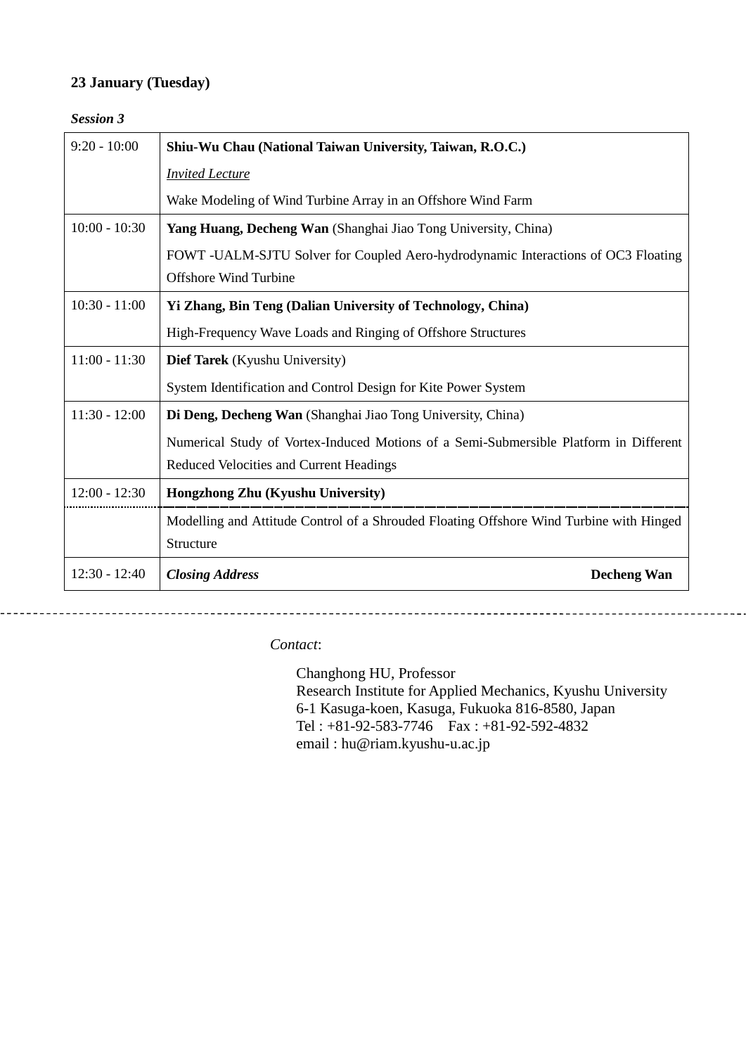**23 January (Tuesday)**

***Session 3***

| | |
|---|---|
| 9:20 - 10:00 | **Shiu-Wu Chau (National Taiwan University, Taiwan, R.O.C.)**<br>*Invited Lecture*<br>Wake Modeling of Wind Turbine Array in an Offshore Wind Farm |
| 10:00 - 10:30 | **Yang Huang, Decheng Wan** (Shanghai Jiao Tong University, China)<br>FOWT -UALM-SJTU Solver for Coupled Aero-hydrodynamic Interactions of OC3 Floating Offshore Wind Turbine |
| 10:30 - 11:00 | **Yi Zhang, Bin Teng (Dalian University of Technology, China)**<br>High-Frequency Wave Loads and Ringing of Offshore Structures |
| 11:00 - 11:30 | **Dief Tarek** (Kyushu University)<br>System Identification and Control Design for Kite Power System |
| 11:30 - 12:00 | **Di Deng, Decheng Wan** (Shanghai Jiao Tong University, China)<br>Numerical Study of Vortex-Induced Motions of a Semi-Submersible Platform in Different Reduced Velocities and Current Headings |
| 12:00 - 12:30 | **Hongzhong Zhu (Kyushu University)**<br>Modelling and Attitude Control of a Shrouded Floating Offshore Wind Turbine with Hinged Structure |
| 12:30 - 12:40 | ***Closing Address*** **Decheng Wan** |

*Contact*:

Changhong HU, Professor
Research Institute for Applied Mechanics, Kyushu University
6-1 Kasuga-koen, Kasuga, Fukuoka 816-8580, Japan
Tel : +81-92-583-7746 Fax : +81-92-592-4832
email : hu@riam.kyushu-u.ac.jp